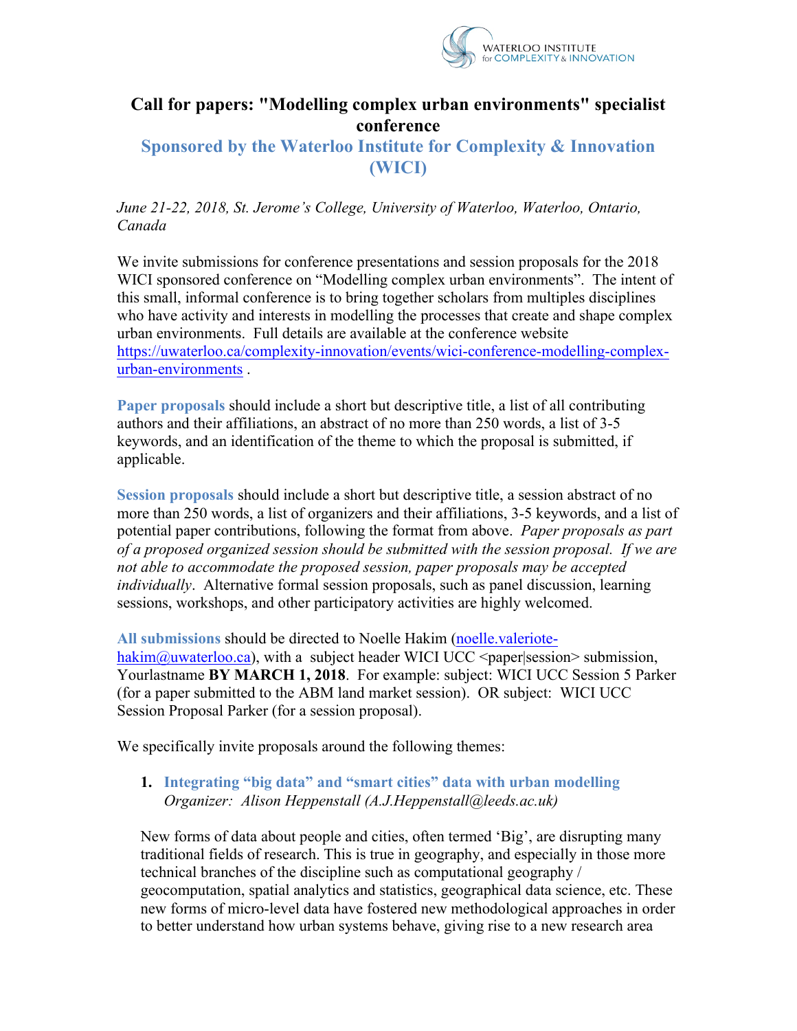WATERLOO INSTITUTE for COMPLEXITY & INNOVATION

# Call for papers: "Modelling complex urban environments" specialist conference

## Sponsored by the Waterloo Institute for Complexity & Innovation (WICI)

*June 21-22, 2018, St. Jerome's College, University of Waterloo, Waterloo, Ontario, Canada*

We invite submissions for conference presentations and session proposals for the 2018 WICI sponsored conference on "Modelling complex urban environments". The intent of this small, informal conference is to bring together scholars from multiples disciplines who have activity and interests in modelling the processes that create and shape complex urban environments. Full details are available at the conference website https://uwaterloo.ca/complexity-innovation/events/wici-conference-modelling-complex-urban-environments .

**Paper proposals** should include a short but descriptive title, a list of all contributing authors and their affiliations, an abstract of no more than 250 words, a list of 3-5 keywords, and an identification of the theme to which the proposal is submitted, if applicable.

**Session proposals** should include a short but descriptive title, a session abstract of no more than 250 words, a list of organizers and their affiliations, 3-5 keywords, and a list of potential paper contributions, following the format from above. *Paper proposals as part of a proposed organized session should be submitted with the session proposal. If we are not able to accommodate the proposed session, paper proposals may be accepted individually*. Alternative formal session proposals, such as panel discussion, learning sessions, workshops, and other participatory activities are highly welcomed.

**All submissions** should be directed to Noelle Hakim (noelle.valeriote-hakim@uwaterloo.ca), with a subject header WICI UCC <paper|session> submission, Yourlastname **BY MARCH 1, 2018**. For example: subject: WICI UCC Session 5 Parker (for a paper submitted to the ABM land market session). OR subject: WICI UCC Session Proposal Parker (for a session proposal).

We specifically invite proposals around the following themes:

1. **Integrating "big data" and "smart cities" data with urban modelling**
   *Organizer: Alison Heppenstall (A.J.Heppenstall@leeds.ac.uk)*

New forms of data about people and cities, often termed 'Big', are disrupting many traditional fields of research. This is true in geography, and especially in those more technical branches of the discipline such as computational geography / geocomputation, spatial analytics and statistics, geographical data science, etc. These new forms of micro-level data have fostered new methodological approaches in order to better understand how urban systems behave, giving rise to a new research area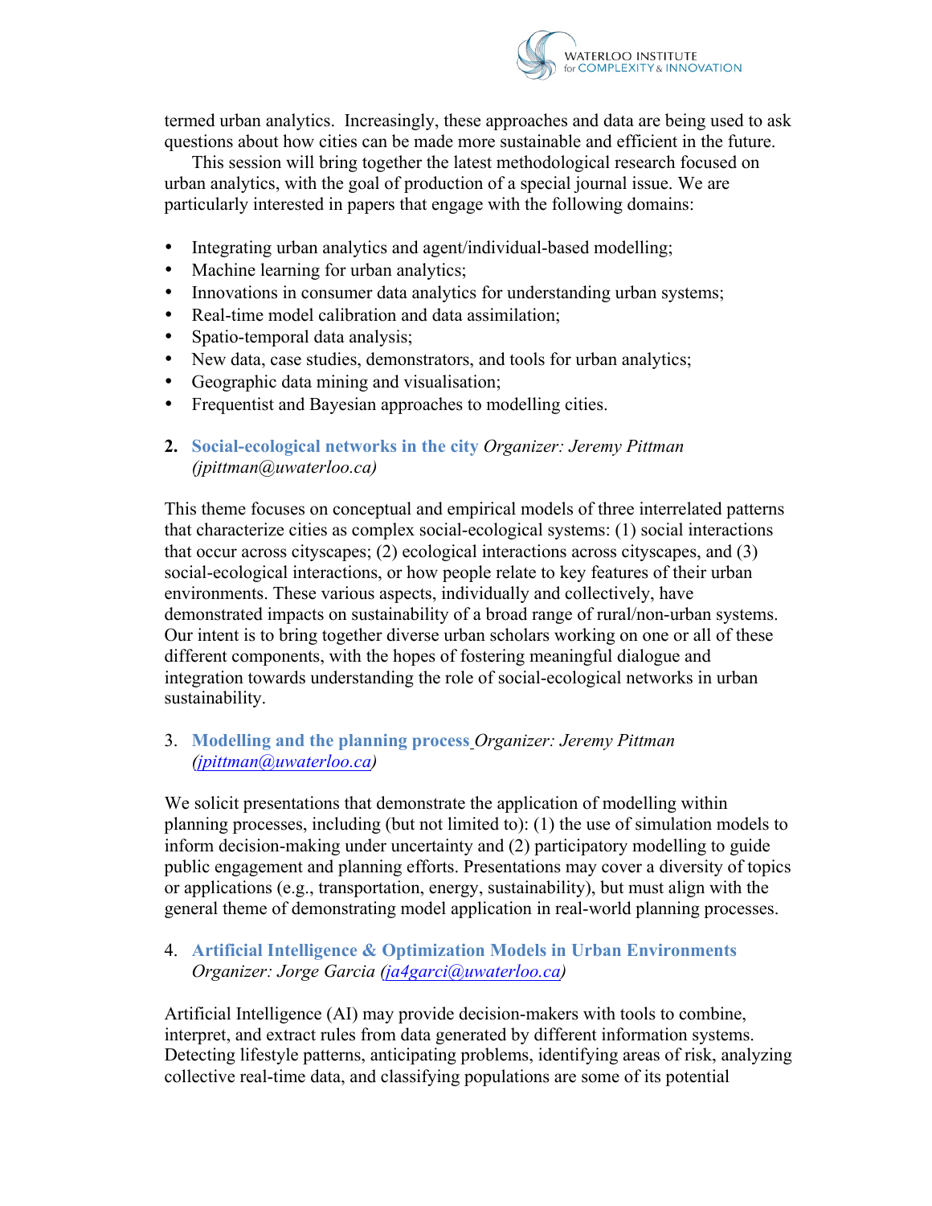termed urban analytics. Increasingly, these approaches and data are being used to ask questions about how cities can be made more sustainable and efficient in the future.

This session will bring together the latest methodological research focused on urban analytics, with the goal of production of a special journal issue. We are particularly interested in papers that engage with the following domains:

- Integrating urban analytics and agent/individual-based modelling;
- Machine learning for urban analytics;
- Innovations in consumer data analytics for understanding urban systems;
- Real-time model calibration and data assimilation;
- Spatio-temporal data analysis;
- New data, case studies, demonstrators, and tools for urban analytics;
- Geographic data mining and visualisation;
- Frequentist and Bayesian approaches to modelling cities.

2. **Social-ecological networks in the city** *Organizer: Jeremy Pittman (jpittman@uwaterloo.ca)*

This theme focuses on conceptual and empirical models of three interrelated patterns that characterize cities as complex social-ecological systems: (1) social interactions that occur across cityscapes; (2) ecological interactions across cityscapes, and (3) social-ecological interactions, or how people relate to key features of their urban environments. These various aspects, individually and collectively, have demonstrated impacts on sustainability of a broad range of rural/non-urban systems. Our intent is to bring together diverse urban scholars working on one or all of these different components, with the hopes of fostering meaningful dialogue and integration towards understanding the role of social-ecological networks in urban sustainability.

3. **Modelling and the planning process** *Organizer: Jeremy Pittman (jpittman@uwaterloo.ca)*

We solicit presentations that demonstrate the application of modelling within planning processes, including (but not limited to): (1) the use of simulation models to inform decision-making under uncertainty and (2) participatory modelling to guide public engagement and planning efforts. Presentations may cover a diversity of topics or applications (e.g., transportation, energy, sustainability), but must align with the general theme of demonstrating model application in real-world planning processes.

4. **Artificial Intelligence & Optimization Models in Urban Environments** *Organizer: Jorge Garcia (ja4garci@uwaterloo.ca)*

Artificial Intelligence (AI) may provide decision-makers with tools to combine, interpret, and extract rules from data generated by different information systems. Detecting lifestyle patterns, anticipating problems, identifying areas of risk, analyzing collective real-time data, and classifying populations are some of its potential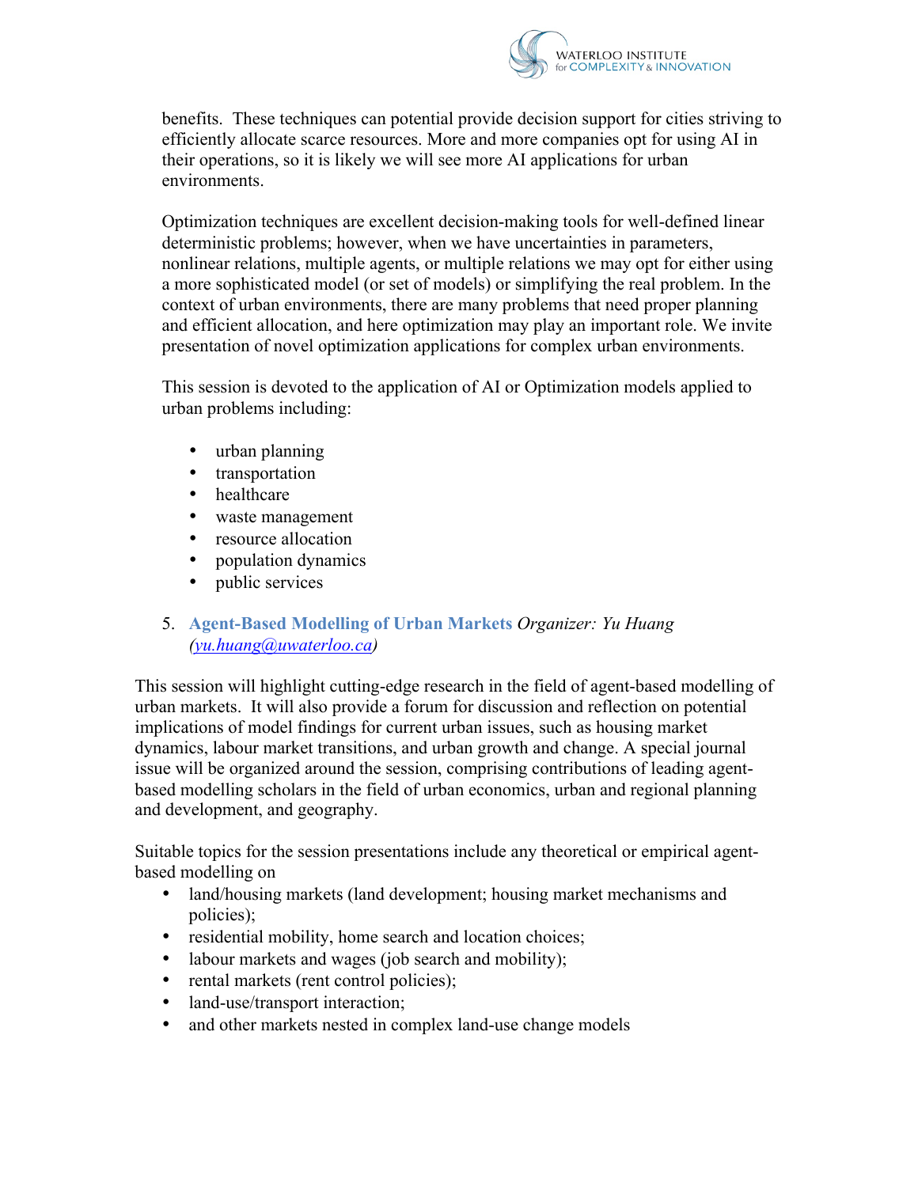benefits. These techniques can potential provide decision support for cities striving to efficiently allocate scarce resources. More and more companies opt for using AI in their operations, so it is likely we will see more AI applications for urban environments.

Optimization techniques are excellent decision-making tools for well-defined linear deterministic problems; however, when we have uncertainties in parameters, nonlinear relations, multiple agents, or multiple relations we may opt for either using a more sophisticated model (or set of models) or simplifying the real problem. In the context of urban environments, there are many problems that need proper planning and efficient allocation, and here optimization may play an important role. We invite presentation of novel optimization applications for complex urban environments.

This session is devoted to the application of AI or Optimization models applied to urban problems including:

- urban planning
- transportation
- healthcare
- waste management
- resource allocation
- population dynamics
- public services

5. **Agent-Based Modelling of Urban Markets** *Organizer: Yu Huang (yu.huang@uwaterloo.ca)*

This session will highlight cutting-edge research in the field of agent-based modelling of urban markets. It will also provide a forum for discussion and reflection on potential implications of model findings for current urban issues, such as housing market dynamics, labour market transitions, and urban growth and change. A special journal issue will be organized around the session, comprising contributions of leading agent-based modelling scholars in the field of urban economics, urban and regional planning and development, and geography.

Suitable topics for the session presentations include any theoretical or empirical agent-based modelling on

- land/housing markets (land development; housing market mechanisms and policies);
- residential mobility, home search and location choices;
- labour markets and wages (job search and mobility);
- rental markets (rent control policies);
- land-use/transport interaction;
- and other markets nested in complex land-use change models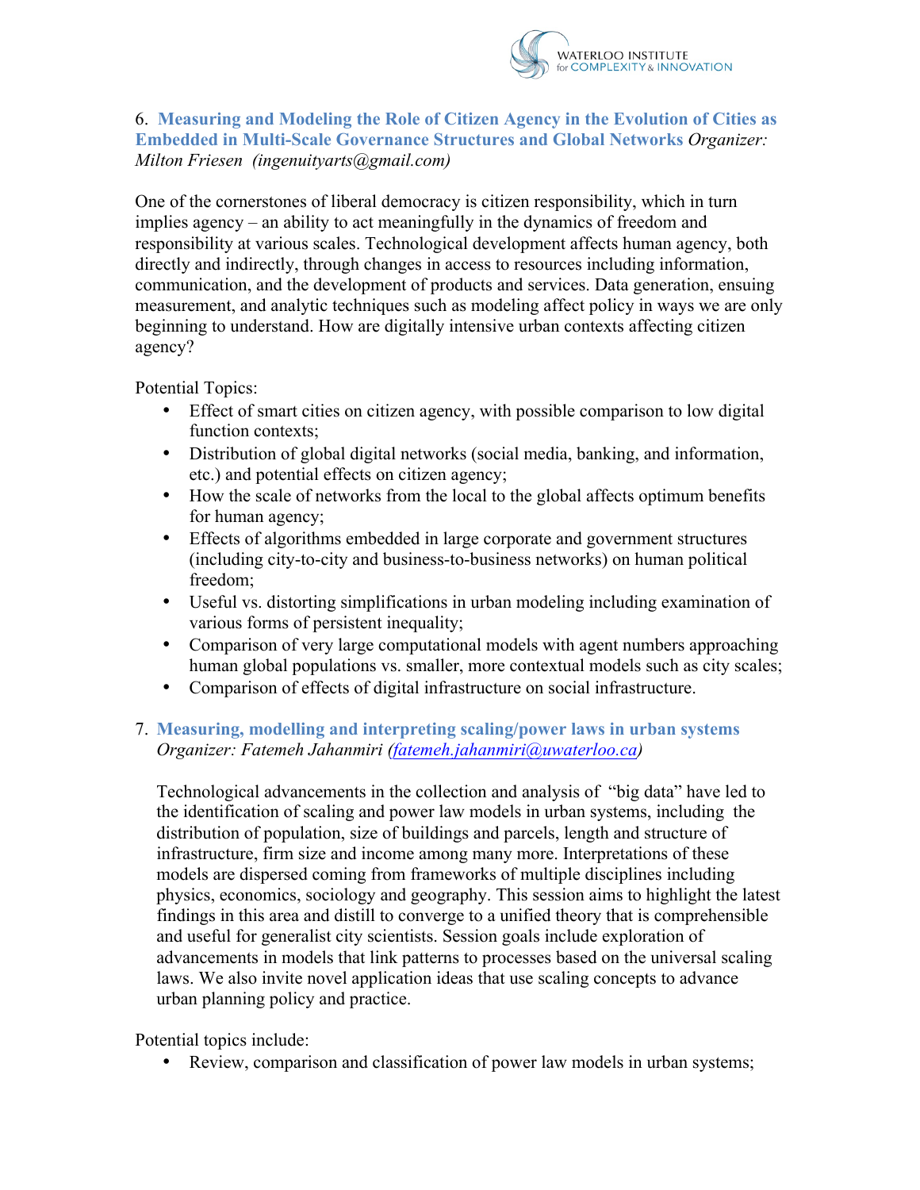6. **Measuring and Modeling the Role of Citizen Agency in the Evolution of Cities as Embedded in Multi-Scale Governance Structures and Global Networks** *Organizer: Milton Friesen (ingenuityarts@gmail.com)*

One of the cornerstones of liberal democracy is citizen responsibility, which in turn implies agency – an ability to act meaningfully in the dynamics of freedom and responsibility at various scales. Technological development affects human agency, both directly and indirectly, through changes in access to resources including information, communication, and the development of products and services. Data generation, ensuing measurement, and analytic techniques such as modeling affect policy in ways we are only beginning to understand. How are digitally intensive urban contexts affecting citizen agency?

Potential Topics:

- Effect of smart cities on citizen agency, with possible comparison to low digital function contexts;
- Distribution of global digital networks (social media, banking, and information, etc.) and potential effects on citizen agency;
- How the scale of networks from the local to the global affects optimum benefits for human agency;
- Effects of algorithms embedded in large corporate and government structures (including city-to-city and business-to-business networks) on human political freedom;
- Useful vs. distorting simplifications in urban modeling including examination of various forms of persistent inequality;
- Comparison of very large computational models with agent numbers approaching human global populations vs. smaller, more contextual models such as city scales;
- Comparison of effects of digital infrastructure on social infrastructure.

7. **Measuring, modelling and interpreting scaling/power laws in urban systems** *Organizer: Fatemeh Jahanmiri (fatemeh.jahanmiri@uwaterloo.ca)*

Technological advancements in the collection and analysis of "big data" have led to the identification of scaling and power law models in urban systems, including the distribution of population, size of buildings and parcels, length and structure of infrastructure, firm size and income among many more. Interpretations of these models are dispersed coming from frameworks of multiple disciplines including physics, economics, sociology and geography. This session aims to highlight the latest findings in this area and distill to converge to a unified theory that is comprehensible and useful for generalist city scientists. Session goals include exploration of advancements in models that link patterns to processes based on the universal scaling laws. We also invite novel application ideas that use scaling concepts to advance urban planning policy and practice.

Potential topics include:

- Review, comparison and classification of power law models in urban systems;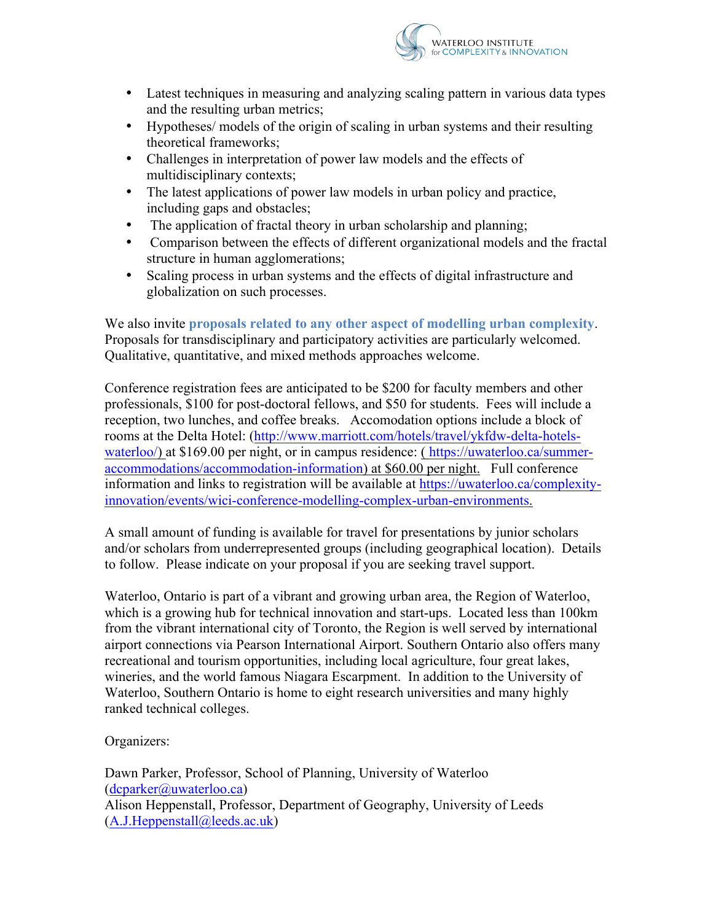- Latest techniques in measuring and analyzing scaling pattern in various data types and the resulting urban metrics;
- Hypotheses/ models of the origin of scaling in urban systems and their resulting theoretical frameworks;
- Challenges in interpretation of power law models and the effects of multidisciplinary contexts;
- The latest applications of power law models in urban policy and practice, including gaps and obstacles;
- The application of fractal theory in urban scholarship and planning;
- Comparison between the effects of different organizational models and the fractal structure in human agglomerations;
- Scaling process in urban systems and the effects of digital infrastructure and globalization on such processes.

We also invite **proposals related to any other aspect of modelling urban complexity**. Proposals for transdisciplinary and participatory activities are particularly welcomed. Qualitative, quantitative, and mixed methods approaches welcome.

Conference registration fees are anticipated to be $200 for faculty members and other professionals, $100 for post-doctoral fellows, and $50 for students. Fees will include a reception, two lunches, and coffee breaks. Accomodation options include a block of rooms at the Delta Hotel: (http://www.marriott.com/hotels/travel/ykfdw-delta-hotels-waterloo/) at $169.00 per night, or in campus residence: ( https://uwaterloo.ca/summer-accommodations/accommodation-information) at $60.00 per night. Full conference information and links to registration will be available at https://uwaterloo.ca/complexity-innovation/events/wici-conference-modelling-complex-urban-environments.

A small amount of funding is available for travel for presentations by junior scholars and/or scholars from underrepresented groups (including geographical location). Details to follow. Please indicate on your proposal if you are seeking travel support.

Waterloo, Ontario is part of a vibrant and growing urban area, the Region of Waterloo, which is a growing hub for technical innovation and start-ups. Located less than 100km from the vibrant international city of Toronto, the Region is well served by international airport connections via Pearson International Airport. Southern Ontario also offers many recreational and tourism opportunities, including local agriculture, four great lakes, wineries, and the world famous Niagara Escarpment. In addition to the University of Waterloo, Southern Ontario is home to eight research universities and many highly ranked technical colleges.

Organizers:

Dawn Parker, Professor, School of Planning, University of Waterloo (dcparker@uwaterloo.ca)
Alison Heppenstall, Professor, Department of Geography, University of Leeds (A.J.Heppenstall@leeds.ac.uk)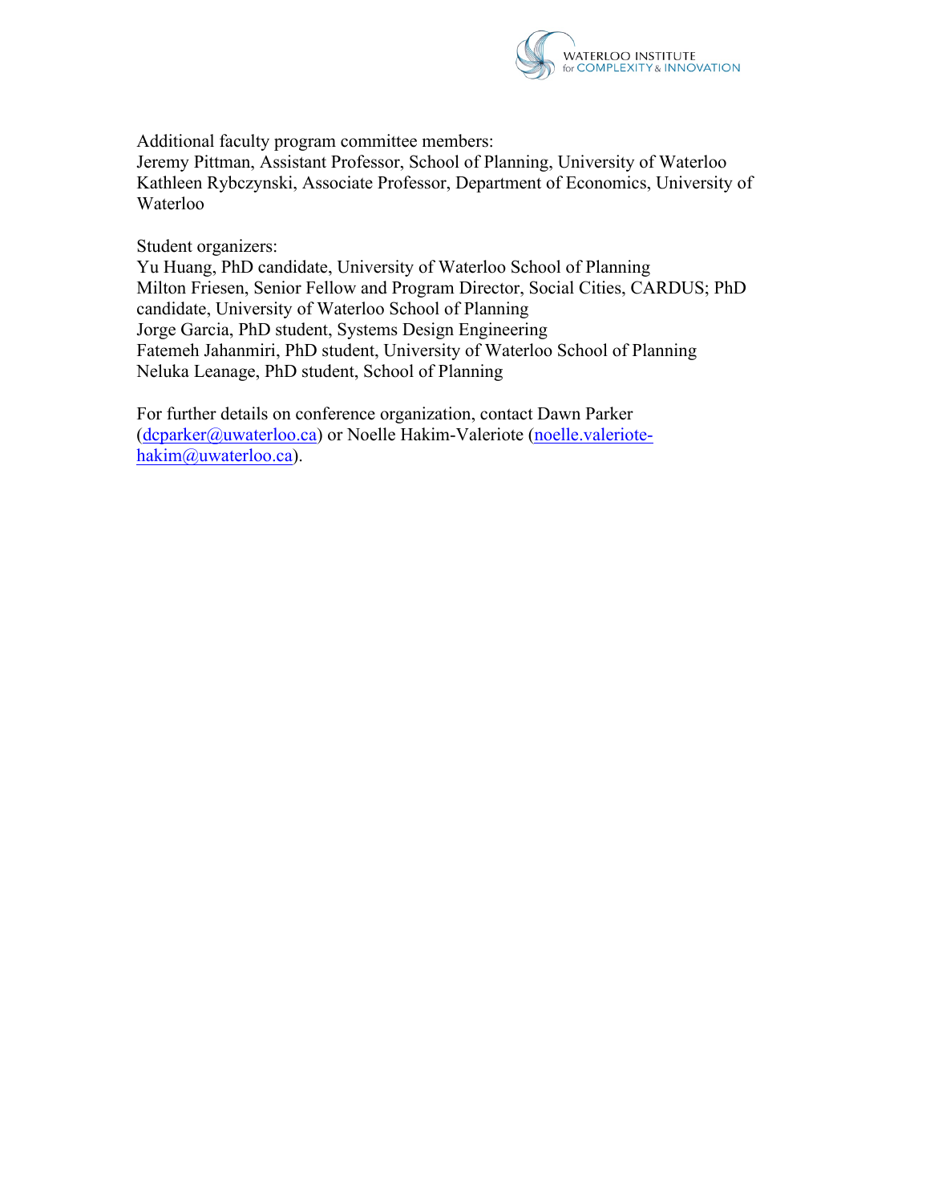Additional faculty program committee members:
Jeremy Pittman, Assistant Professor, School of Planning, University of Waterloo
Kathleen Rybczynski, Associate Professor, Department of Economics, University of Waterloo

Student organizers:
Yu Huang, PhD candidate, University of Waterloo School of Planning
Milton Friesen, Senior Fellow and Program Director, Social Cities, CARDUS; PhD candidate, University of Waterloo School of Planning
Jorge Garcia, PhD student, Systems Design Engineering
Fatemeh Jahanmiri, PhD student, University of Waterloo School of Planning
Neluka Leanage, PhD student, School of Planning

For further details on conference organization, contact Dawn Parker (dcparker@uwaterloo.ca) or Noelle Hakim-Valeriote (noelle.valeriote-hakim@uwaterloo.ca).